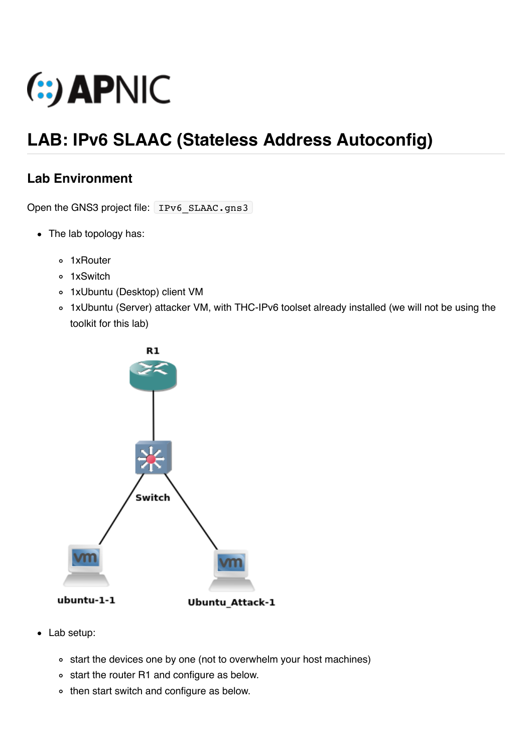# LAB: IPv6 SLAAC (Stateless Address Autoconfig)

## Lab Environment

Open the GNS3 project file: `IPv6_SLAAC.gns3`

- The lab topology has:
  - 1xRouter
  - 1xSwitch
  - 1xUbuntu (Desktop) client VM
  - 1xUbuntu (Server) attacker VM, with THC-IPv6 toolset already installed (we will not be using the toolkit for this lab)

- Lab setup:
  - start the devices one by one (not to overwhelm your host machines)
  - start the router R1 and configure as below.
  - then start switch and configure as below.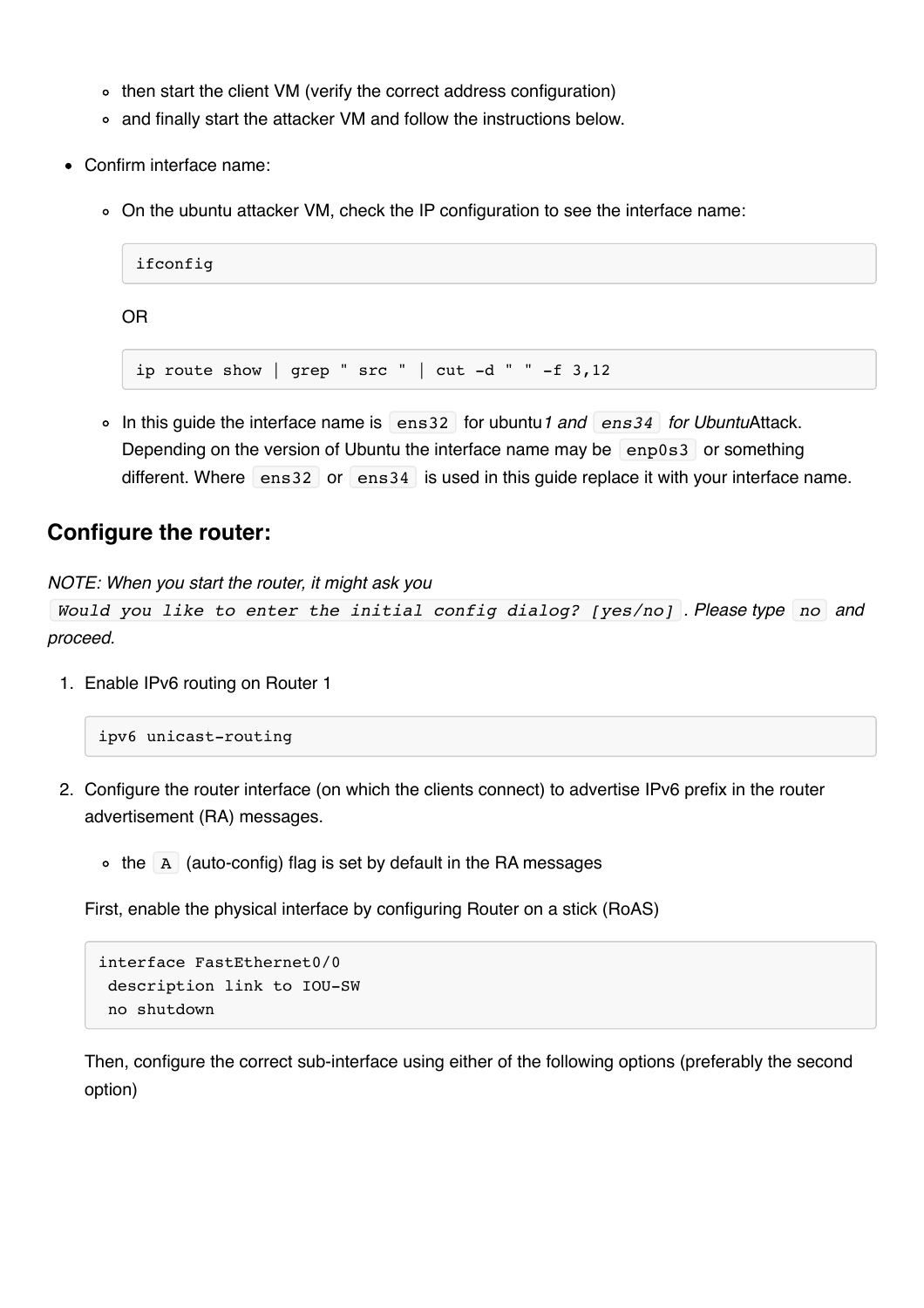- then start the client VM (verify the correct address configuration)
- and finally start the attacker VM and follow the instructions below.

- Confirm interface name:
  - On the ubuntu attacker VM, check the IP configuration to see the interface name:

    ```
    ifconfig
    ```

    OR

    ```
    ip route show | grep " src " | cut -d " " -f 3,12
    ```

  - In this guide the interface name is `ens32` for ubuntu*1 and `ens34` for Ubuntu*Attack. Depending on the version of Ubuntu the interface name may be `enp0s3` or something different. Where `ens32` or `ens34` is used in this guide replace it with your interface name.

## Configure the router:

*NOTE: When you start the router, it might ask you `Would you like to enter the initial config dialog? [yes/no]`. Please type `no` and proceed.*

1. Enable IPv6 routing on Router 1

   ```
   ipv6 unicast-routing
   ```

2. Configure the router interface (on which the clients connect) to advertise IPv6 prefix in the router advertisement (RA) messages.

   - the `A` (auto-config) flag is set by default in the RA messages

   First, enable the physical interface by configuring Router on a stick (RoAS)

   ```
   interface FastEthernet0/0
    description link to IOU-SW
    no shutdown
   ```

   Then, configure the correct sub-interface using either of the following options (preferably the second option)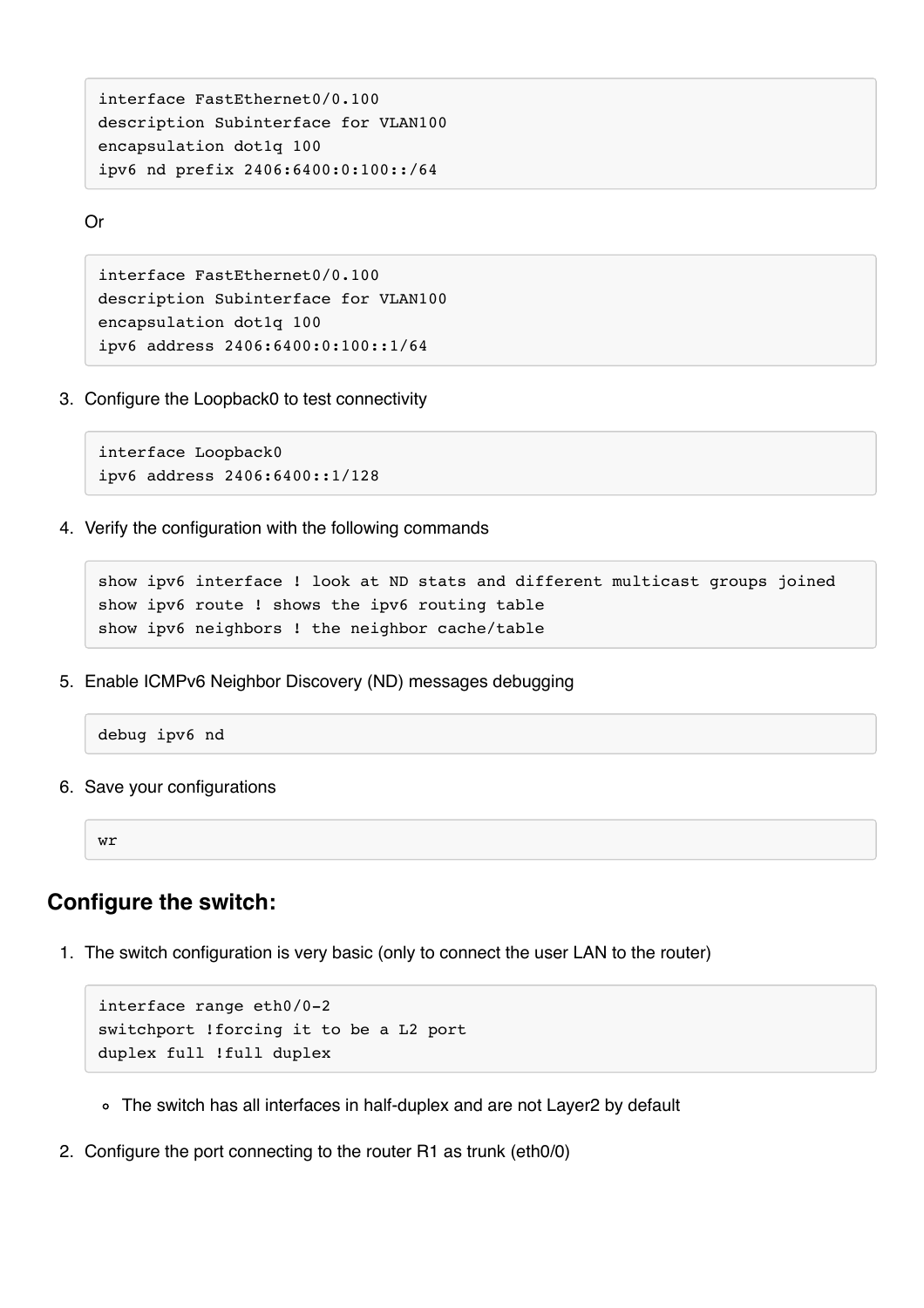```
interface FastEthernet0/0.100
description Subinterface for VLAN100
encapsulation dot1q 100
ipv6 nd prefix 2406:6400:0:100::/64
```

Or

```
interface FastEthernet0/0.100
description Subinterface for VLAN100
encapsulation dot1q 100
ipv6 address 2406:6400:0:100::1/64
```

3. Configure the Loopback0 to test connectivity

```
interface Loopback0
ipv6 address 2406:6400::1/128
```

4. Verify the configuration with the following commands

```
show ipv6 interface ! look at ND stats and different multicast groups joined
show ipv6 route ! shows the ipv6 routing table
show ipv6 neighbors ! the neighbor cache/table
```

5. Enable ICMPv6 Neighbor Discovery (ND) messages debugging

```
debug ipv6 nd
```

6. Save your configurations

```
wr
```

## Configure the switch:

1. The switch configuration is very basic (only to connect the user LAN to the router)

```
interface range eth0/0-2
switchport !forcing it to be a L2 port
duplex full !full duplex
```

   - The switch has all interfaces in half-duplex and are not Layer2 by default

2. Configure the port connecting to the router R1 as trunk (eth0/0)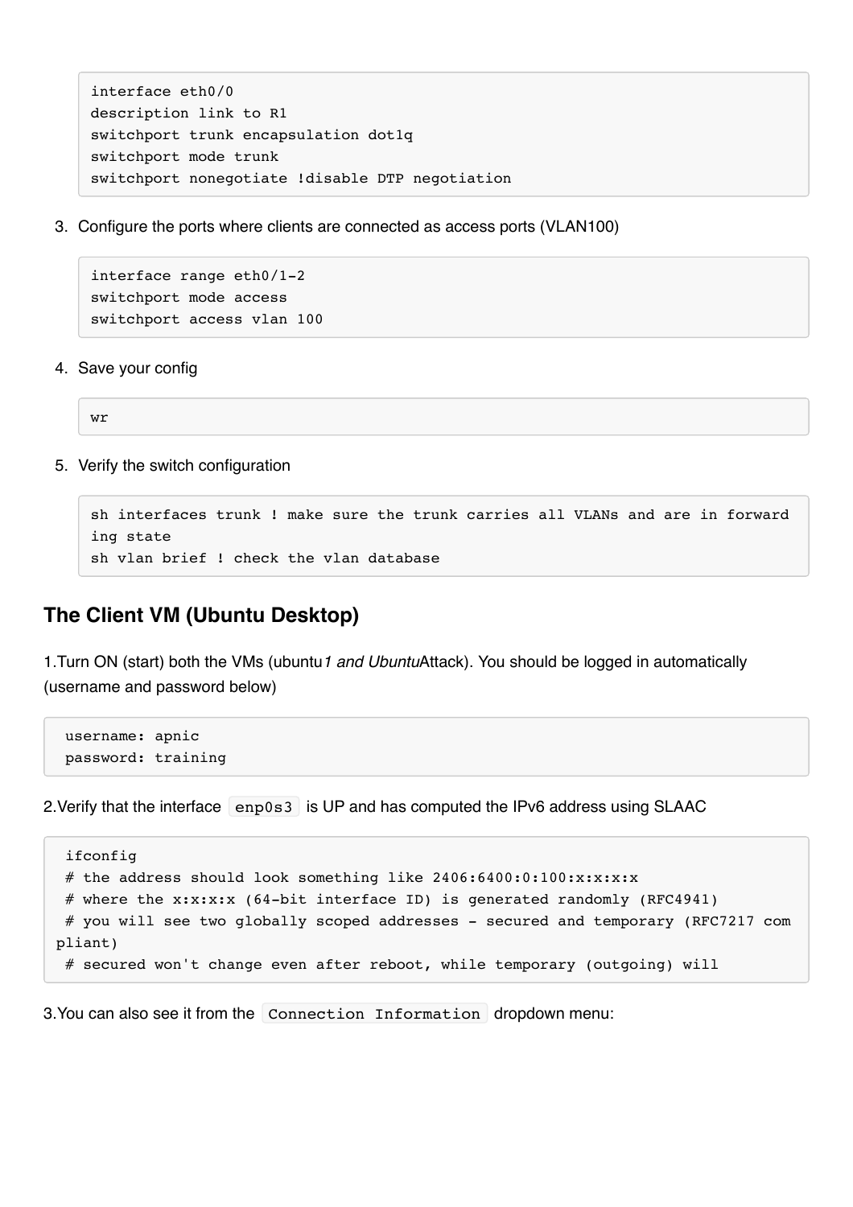```
interface eth0/0
description link to R1
switchport trunk encapsulation dot1q
switchport mode trunk
switchport nonegotiate !disable DTP negotiation
```

3. Configure the ports where clients are connected as access ports (VLAN100)

```
interface range eth0/1-2
switchport mode access
switchport access vlan 100
```

4. Save your config

```
wr
```

5. Verify the switch configuration

```
sh interfaces trunk ! make sure the trunk carries all VLANs and are in forwarding state
sh vlan brief ! check the vlan database
```

## The Client VM (Ubuntu Desktop)

1.Turn ON (start) both the VMs (ubuntu*1 and Ubuntu*Attack). You should be logged in automatically (username and password below)

```
username: apnic
password: training
```

2.Verify that the interface `enp0s3` is UP and has computed the IPv6 address using SLAAC

```
ifconfig
# the address should look something like 2406:6400:0:100:x:x:x:x
# where the x:x:x:x (64-bit interface ID) is generated randomly (RFC4941)
# you will see two globally scoped addresses - secured and temporary (RFC7217 compliant)
# secured won't change even after reboot, while temporary (outgoing) will
```

3.You can also see it from the `Connection Information` dropdown menu: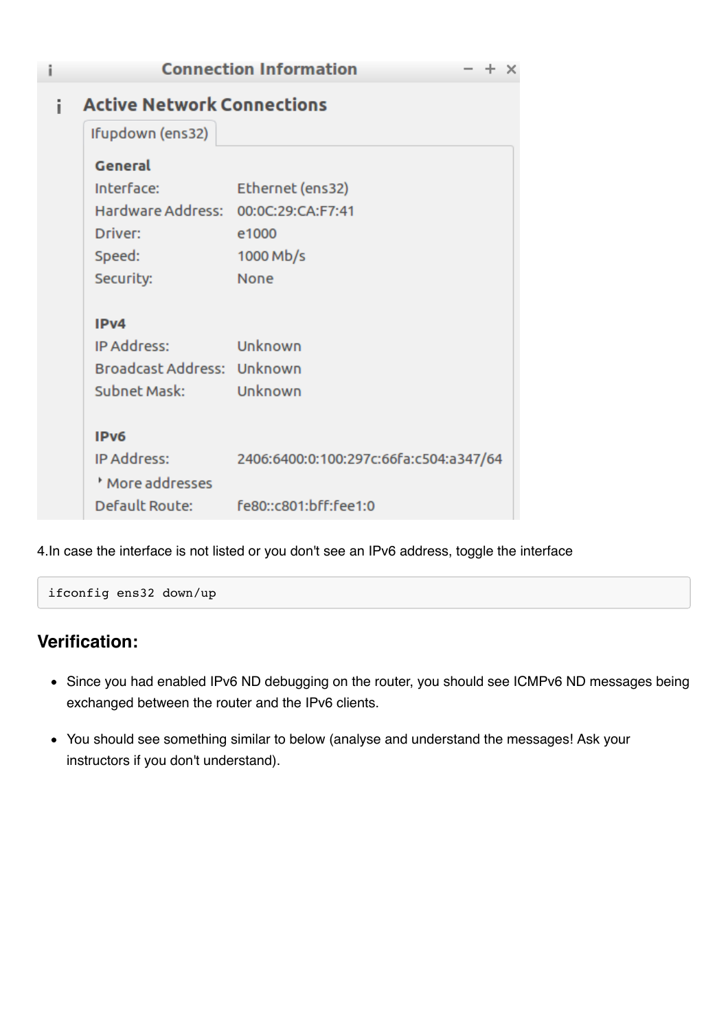Connection Information

**Active Network Connections**

Ifupdown (ens32)

**General**

| | |
|---|---|
| Interface: | Ethernet (ens32) |
| Hardware Address: | 00:0C:29:CA:F7:41 |
| Driver: | e1000 |
| Speed: | 1000 Mb/s |
| Security: | None |

**IPv4**

| | |
|---|---|
| IP Address: | Unknown |
| Broadcast Address: | Unknown |
| Subnet Mask: | Unknown |

**IPv6**

| | |
|---|---|
| IP Address: | 2406:6400:0:100:297c:66fa:c504:a347/64 |
| More addresses | |
| Default Route: | fe80::c801:bff:fee1:0 |

4.In case the interface is not listed or you don't see an IPv6 address, toggle the interface

```
ifconfig ens32 down/up
```

## Verification:

- Since you had enabled IPv6 ND debugging on the router, you should see ICMPv6 ND messages being exchanged between the router and the IPv6 clients.
- You should see something similar to below (analyse and understand the messages! Ask your instructors if you don't understand).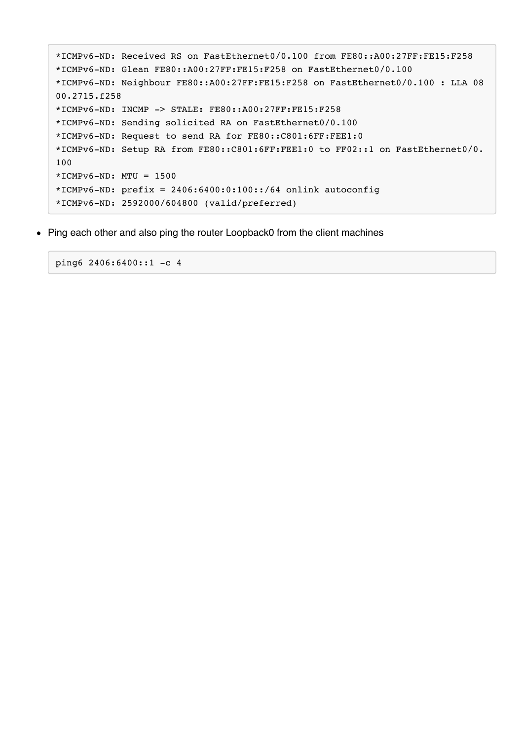```
*ICMPv6-ND: Received RS on FastEthernet0/0.100 from FE80::A00:27FF:FE15:F258
*ICMPv6-ND: Glean FE80::A00:27FF:FE15:F258 on FastEthernet0/0.100
*ICMPv6-ND: Neighbour FE80::A00:27FF:FE15:F258 on FastEthernet0/0.100 : LLA 08
00.2715.f258
*ICMPv6-ND: INCMP -> STALE: FE80::A00:27FF:FE15:F258
*ICMPv6-ND: Sending solicited RA on FastEthernet0/0.100
*ICMPv6-ND: Request to send RA for FE80::C801:6FF:FEE1:0
*ICMPv6-ND: Setup RA from FE80::C801:6FF:FEE1:0 to FF02::1 on FastEthernet0/0.
100
*ICMPv6-ND: MTU = 1500
*ICMPv6-ND: prefix = 2406:6400:0:100::/64 onlink autoconfig
*ICMPv6-ND: 2592000/604800 (valid/preferred)
```

- Ping each other and also ping the router Loopback0 from the client machines

```
ping6 2406:6400::1 -c 4
```